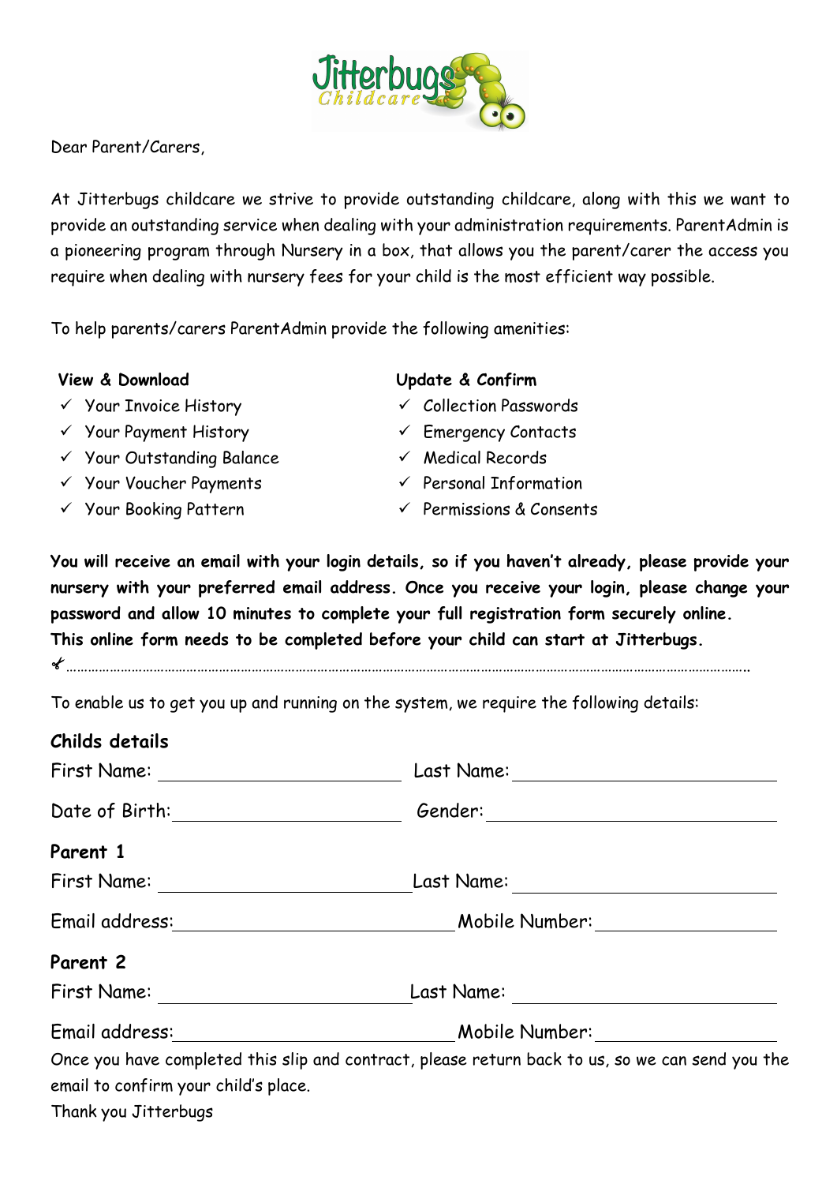Dear Parent/Carers,

At Jitterbugs childcare we strive to provide outstanding childcare, along with this we want to provide an outstanding service when dealing with your administration requirements. ParentAdmin is a pioneering program through Nursery in a box, that allows you the parent/carer the access you require when dealing with nursery fees for your child is the most efficient way possible.

To help parents/carers ParentAdmin provide the following amenities:

**View & Download**

- ✓ Your Invoice History
- ✓ Your Payment History
- ✓ Your Outstanding Balance
- ✓ Your Voucher Payments
- ✓ Your Booking Pattern

**Update & Confirm**

- ✓ Collection Passwords
- ✓ Emergency Contacts
- ✓ Medical Records
- ✓ Personal Information
- ✓ Permissions & Consents

**You will receive an email with your login details, so if you haven't already, please provide your nursery with your preferred email address. Once you receive your login, please change your password and allow 10 minutes to complete your full registration form securely online.**
**This online form needs to be completed before your child can start at Jitterbugs.**

✂ ……………………………………………………………………………………………………………………………………………………

To enable us to get you up and running on the system, we require the following details:

**Childs details**

First Name: ______________________ Last Name: ______________________

Date of Birth: ______________________ Gender: ______________________

**Parent 1**

First Name: ______________________ Last Name: ______________________

Email address: ______________________ Mobile Number: ______________________

**Parent 2**

First Name: ______________________ Last Name: ______________________

Email address: ______________________ Mobile Number: ______________________

Once you have completed this slip and contract, please return back to us, so we can send you the email to confirm your child's place.

Thank you Jitterbugs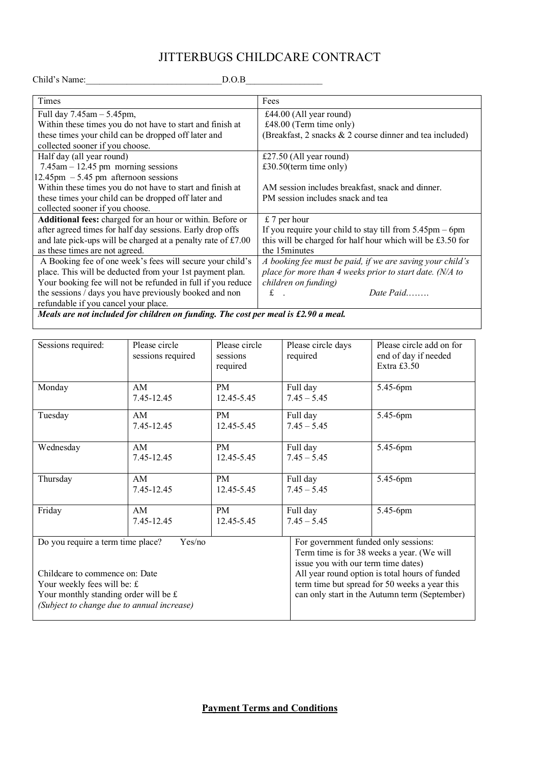# JITTERBUGS CHILDCARE CONTRACT

Child's Name:______________________________D.O.B_________________

| Times | Fees |
|---|---|
| Full day 7.45am – 5.45pm,<br>Within these times you do not have to start and finish at these times your child can be dropped off later and collected sooner if you choose. | £44.00 (All year round)<br>£48.00 (Term time only)<br>(Breakfast, 2 snacks & 2 course dinner and tea included) |
| Half day (all year round)<br>7.45am – 12.45 pm morning sessions<br>12.45pm – 5.45 pm afternoon sessions<br>Within these times you do not have to start and finish at these times your child can be dropped off later and collected sooner if you choose. | £27.50 (All year round)<br>£30.50(term time only)<br><br>AM session includes breakfast, snack and dinner.<br>PM session includes snack and tea |
| **Additional fees:** charged for an hour or within. Before or after agreed times for half day sessions. Early drop offs and late pick-ups will be charged at a penalty rate of £7.00 as these times are not agreed. | £ 7 per hour<br>If you require your child to stay till from 5.45pm – 6pm this will be charged for half hour which will be £3.50 for the 15minutes |
| A Booking fee of one week's fees will secure your child's place. This will be deducted from your 1st payment plan. Your booking fee will not be refunded in full if you reduce the sessions / days you have previously booked and non refundable if you cancel your place. | *A booking fee must be paid, if we are saving your child's place for more than 4 weeks prior to start date. (N/A to children on funding)*<br>£ . *Date Paid……..* |
| ***Meals are not included for children on funding. The cost per meal is £2.90 a meal.*** | |

| Sessions required: | Please circle sessions required | Please circle sessions required | Please circle days required | Please circle add on for end of day if needed Extra £3.50 |
|---|---|---|---|---|
| Monday | AM 7.45-12.45 | PM 12.45-5.45 | Full day 7.45 – 5.45 | 5.45-6pm |
| Tuesday | AM 7.45-12.45 | PM 12.45-5.45 | Full day 7.45 – 5.45 | 5.45-6pm |
| Wednesday | AM 7.45-12.45 | PM 12.45-5.45 | Full day 7.45 – 5.45 | 5.45-6pm |
| Thursday | AM 7.45-12.45 | PM 12.45-5.45 | Full day 7.45 – 5.45 | 5.45-6pm |
| Friday | AM 7.45-12.45 | PM 12.45-5.45 | Full day 7.45 – 5.45 | 5.45-6pm |

| | |
|---|---|
| Do you require a term time place? Yes/no<br><br>Childcare to commence on: Date<br>Your weekly fees will be: £<br>Your monthly standing order will be £<br>*(Subject to change due to annual increase)* | For government funded only sessions:<br>Term time is for 38 weeks a year. (We will issue you with our term time dates)<br>All year round option is total hours of funded term time but spread for 50 weeks a year this can only start in the Autumn term (September) |

**<u>Payment Terms and Conditions</u>**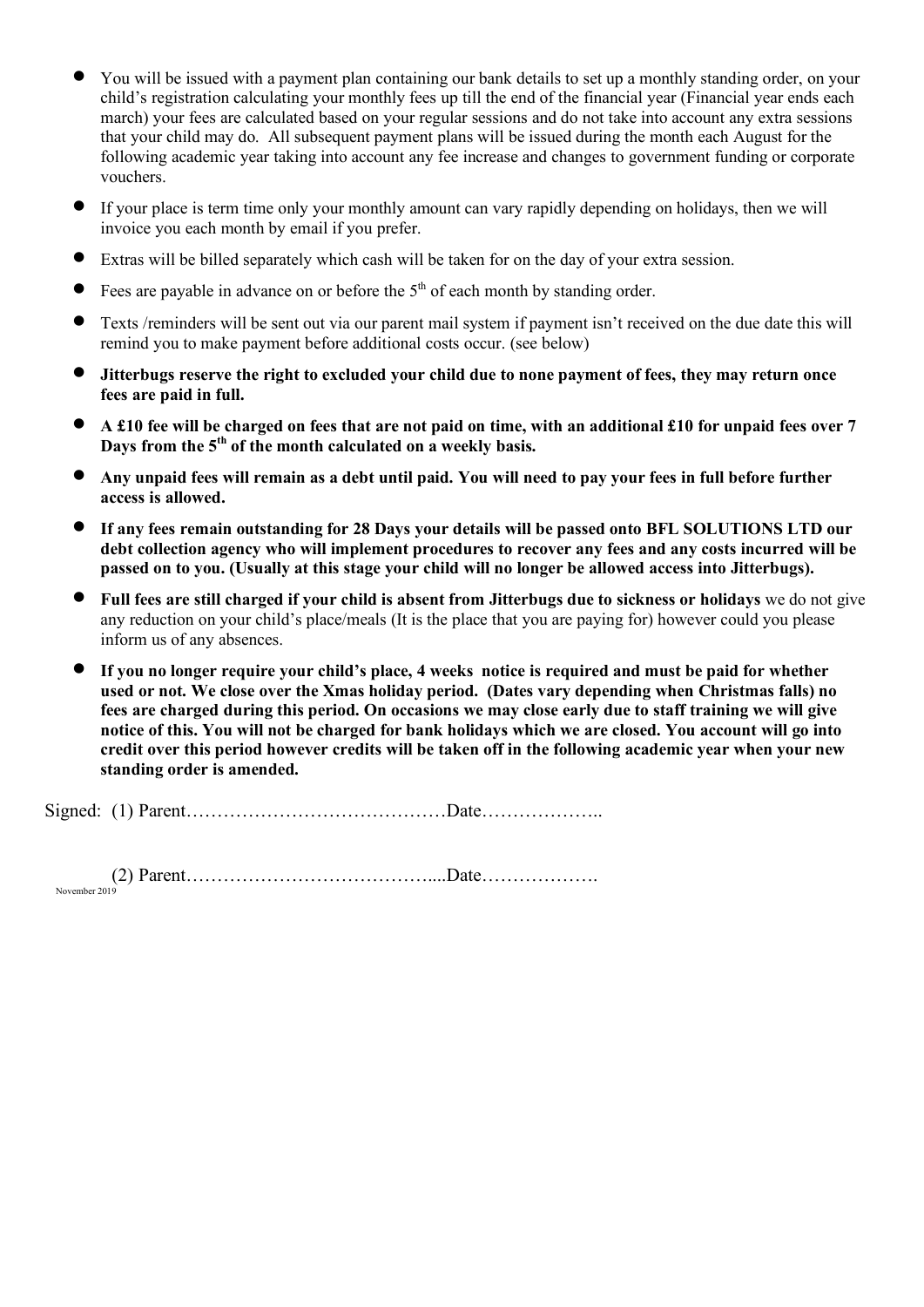- You will be issued with a payment plan containing our bank details to set up a monthly standing order, on your child's registration calculating your monthly fees up till the end of the financial year (Financial year ends each march) your fees are calculated based on your regular sessions and do not take into account any extra sessions that your child may do. All subsequent payment plans will be issued during the month each August for the following academic year taking into account any fee increase and changes to government funding or corporate vouchers.
- If your place is term time only your monthly amount can vary rapidly depending on holidays, then we will invoice you each month by email if you prefer.
- Extras will be billed separately which cash will be taken for on the day of your extra session.
- Fees are payable in advance on or before the 5th of each month by standing order.
- Texts /reminders will be sent out via our parent mail system if payment isn't received on the due date this will remind you to make payment before additional costs occur. (see below)
- **Jitterbugs reserve the right to excluded your child due to none payment of fees, they may return once fees are paid in full.**
- **A £10 fee will be charged on fees that are not paid on time, with an additional £10 for unpaid fees over 7 Days from the 5th of the month calculated on a weekly basis.**
- **Any unpaid fees will remain as a debt until paid. You will need to pay your fees in full before further access is allowed.**
- **If any fees remain outstanding for 28 Days your details will be passed onto BFL SOLUTIONS LTD our debt collection agency who will implement procedures to recover any fees and any costs incurred will be passed on to you. (Usually at this stage your child will no longer be allowed access into Jitterbugs).**
- **Full fees are still charged if your child is absent from Jitterbugs due to sickness or holidays** we do not give any reduction on your child's place/meals (It is the place that you are paying for) however could you please inform us of any absences.
- **If you no longer require your child's place, 4 weeks notice is required and must be paid for whether used or not. We close over the Xmas holiday period. (Dates vary depending when Christmas falls) no fees are charged during this period. On occasions we may close early due to staff training we will give notice of this. You will not be charged for bank holidays which we are closed. You account will go into credit over this period however credits will be taken off in the following academic year when your new standing order is amended.**

Signed: (1) Parent……………………………………Date………………..

(2) Parent…………………………………....Date……………….

November 2019